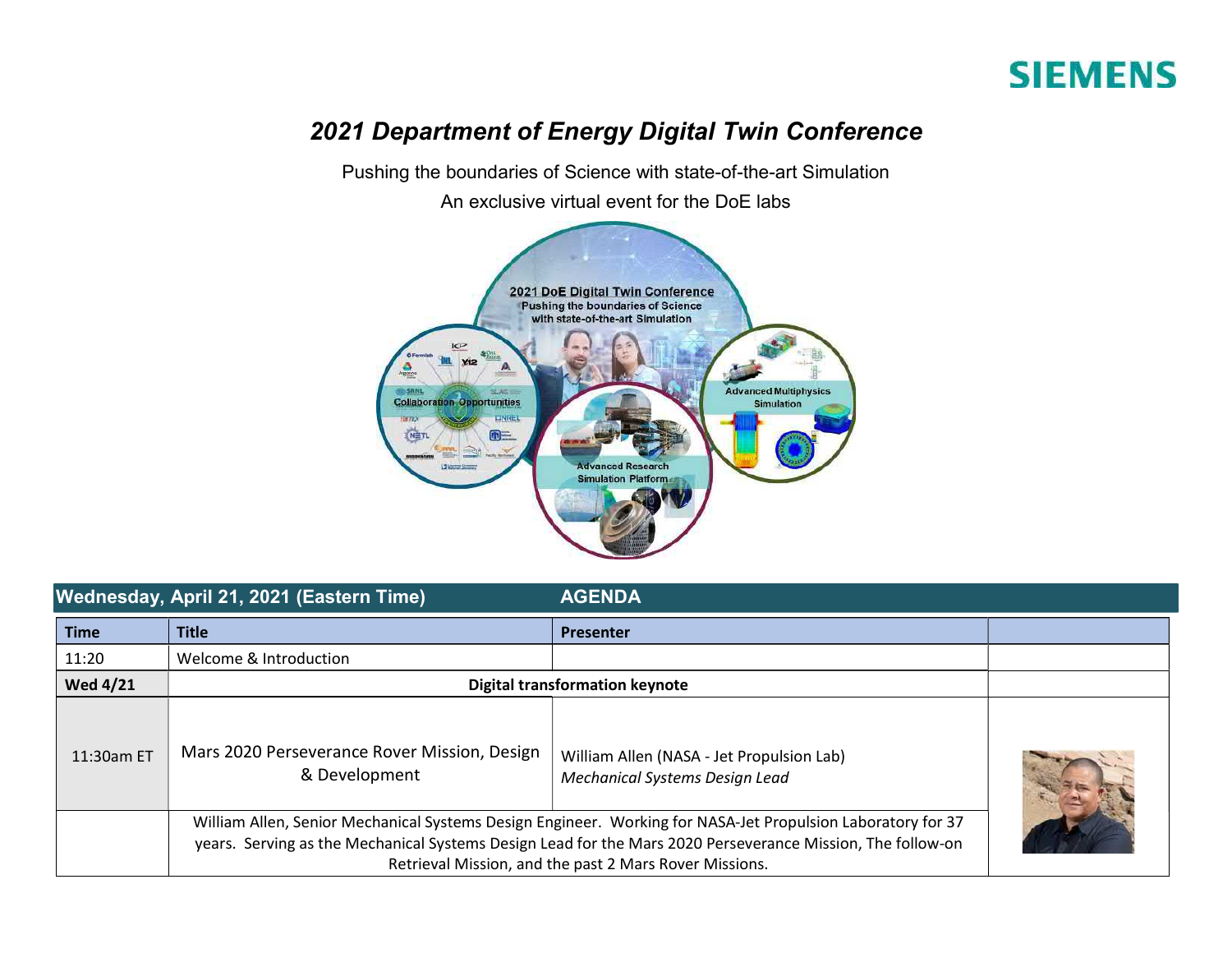SIEMENS

# *2021 Department of Energy Digital Twin Conference*

Pushing the boundaries of Science with state-of-the-art Simulation

An exclusive virtual event for the DoE labs

## Wednesday, April 21, 2021 (Eastern Time) AGENDA

| Time | Title | Presenter | |
|---|---|---|---|
| 11:20 | Welcome & Introduction | | |
| **Wed 4/21** | **Digital transformation keynote** | | |
| 11:30am ET | Mars 2020 Perseverance Rover Mission, Design & Development | William Allen (NASA - Jet Propulsion Lab) *Mechanical Systems Design Lead* | |
| | William Allen, Senior Mechanical Systems Design Engineer. Working for NASA-Jet Propulsion Laboratory for 37 years. Serving as the Mechanical Systems Design Lead for the Mars 2020 Perseverance Mission, The follow-on Retrieval Mission, and the past 2 Mars Rover Missions. | | |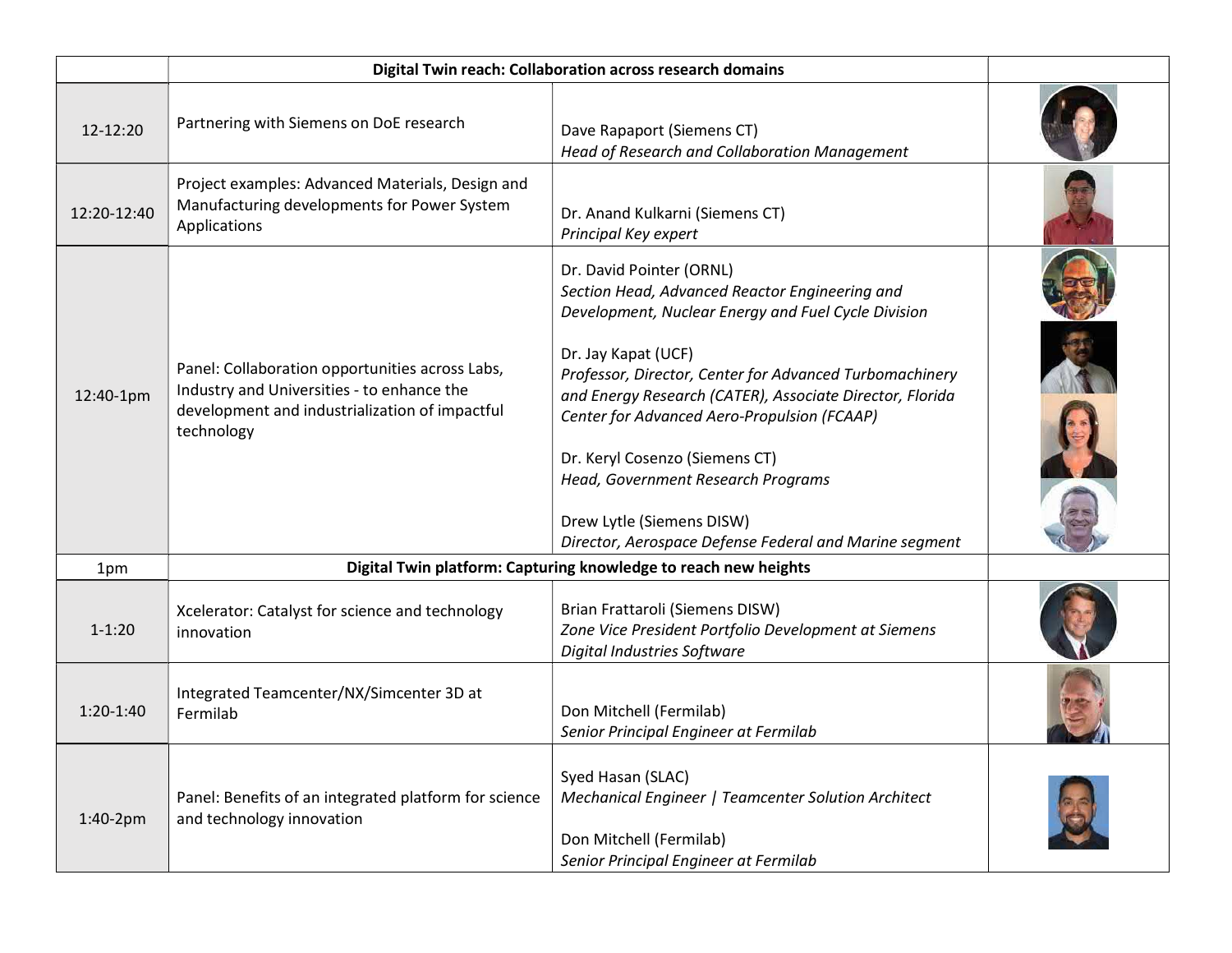| | Digital Twin reach: Collaboration across research domains | | |
|---|---|---|---|
| 12-12:20 | Partnering with Siemens on DoE research | Dave Rapaport (Siemens CT)<br>*Head of Research and Collaboration Management* | |
| 12:20-12:40 | Project examples: Advanced Materials, Design and Manufacturing developments for Power System Applications | Dr. Anand Kulkarni (Siemens CT)<br>*Principal Key expert* | |
| 12:40-1pm | Panel: Collaboration opportunities across Labs, Industry and Universities - to enhance the development and industrialization of impactful technology | Dr. David Pointer (ORNL)<br>*Section Head, Advanced Reactor Engineering and Development, Nuclear Energy and Fuel Cycle Division*<br><br>Dr. Jay Kapat (UCF)<br>*Professor, Director, Center for Advanced Turbomachinery and Energy Research (CATER), Associate Director, Florida Center for Advanced Aero-Propulsion (FCAAP)*<br><br>Dr. Keryl Cosenzo (Siemens CT)<br>*Head, Government Research Programs*<br><br>Drew Lytle (Siemens DISW)<br>*Director, Aerospace Defense Federal and Marine segment* | |
| 1pm | **Digital Twin platform: Capturing knowledge to reach new heights** | | |
| 1-1:20 | Xcelerator: Catalyst for science and technology innovation | Brian Frattaroli (Siemens DISW)<br>*Zone Vice President Portfolio Development at Siemens Digital Industries Software* | |
| 1:20-1:40 | Integrated Teamcenter/NX/Simcenter 3D at Fermilab | Don Mitchell (Fermilab)<br>*Senior Principal Engineer at Fermilab* | |
| 1:40-2pm | Panel: Benefits of an integrated platform for science and technology innovation | Syed Hasan (SLAC)<br>*Mechanical Engineer \| Teamcenter Solution Architect*<br><br>Don Mitchell (Fermilab)<br>*Senior Principal Engineer at Fermilab* | |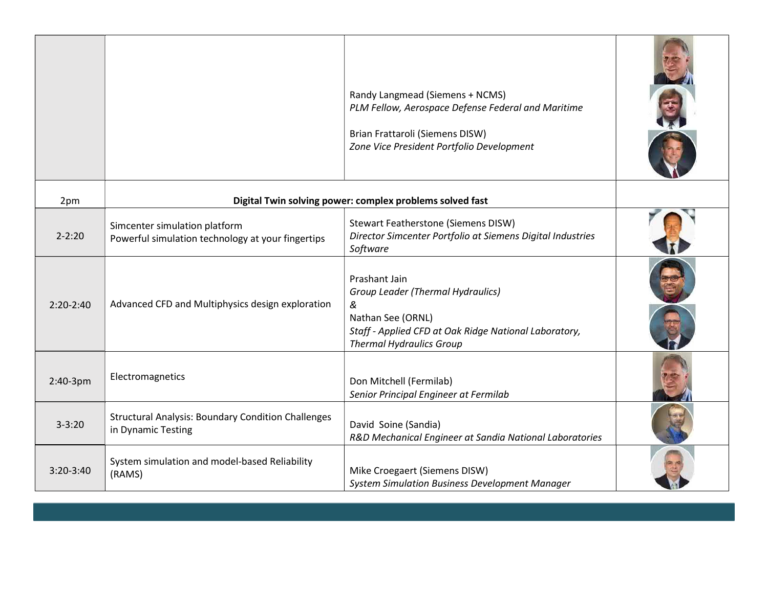| | | | |
|---|---|---|---|
| | | Randy Langmead (Siemens + NCMS)<br>*PLM Fellow, Aerospace Defense Federal and Maritime*<br><br>Brian Frattaroli (Siemens DISW)<br>*Zone Vice President Portfolio Development* | |
| 2pm | **Digital Twin solving power: complex problems solved fast** | | |
| 2-2:20 | Simcenter simulation platform<br>Powerful simulation technology at your fingertips | Stewart Featherstone (Siemens DISW)<br>*Director Simcenter Portfolio at Siemens Digital Industries Software* | |
| 2:20-2:40 | Advanced CFD and Multiphysics design exploration | Prashant Jain<br>*Group Leader (Thermal Hydraulics)*<br>*&*<br>Nathan See (ORNL)<br>*Staff - Applied CFD at Oak Ridge National Laboratory, Thermal Hydraulics Group* | |
| 2:40-3pm | Electromagnetics | Don Mitchell (Fermilab)<br>*Senior Principal Engineer at Fermilab* | |
| 3-3:20 | Structural Analysis: Boundary Condition Challenges in Dynamic Testing | David Soine (Sandia)<br>*R&D Mechanical Engineer at Sandia National Laboratories* | |
| 3:20-3:40 | System simulation and model-based Reliability (RAMS) | Mike Croegaert (Siemens DISW)<br>*System Simulation Business Development Manager* | |